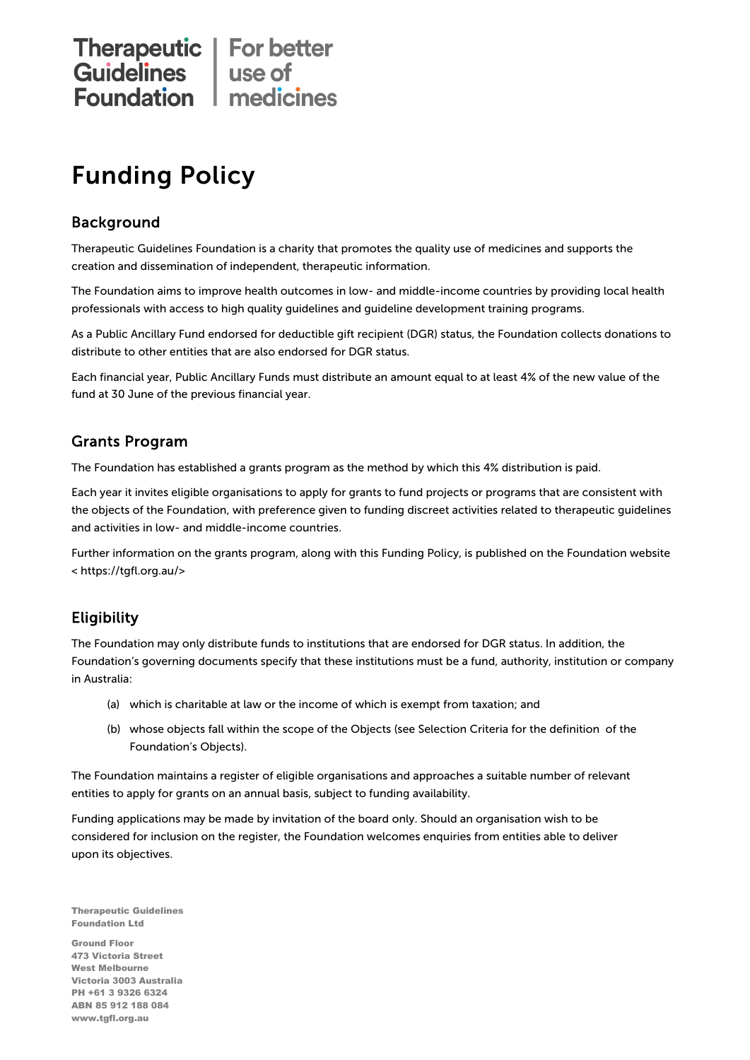Therapeutic Guidelines Foundation | For better use of medicines

# Funding Policy

## Background

Therapeutic Guidelines Foundation is a charity that promotes the quality use of medicines and supports the creation and dissemination of independent, therapeutic information.

The Foundation aims to improve health outcomes in low- and middle-income countries by providing local health professionals with access to high quality guidelines and guideline development training programs.

As a Public Ancillary Fund endorsed for deductible gift recipient (DGR) status, the Foundation collects donations to distribute to other entities that are also endorsed for DGR status.

Each financial year, Public Ancillary Funds must distribute an amount equal to at least 4% of the new value of the fund at 30 June of the previous financial year.

## Grants Program

The Foundation has established a grants program as the method by which this 4% distribution is paid.

Each year it invites eligible organisations to apply for grants to fund projects or programs that are consistent with the objects of the Foundation, with preference given to funding discreet activities related to therapeutic guidelines and activities in low- and middle-income countries.

Further information on the grants program, along with this Funding Policy, is published on the Foundation website < https://tgfl.org.au/>

## Eligibility

The Foundation may only distribute funds to institutions that are endorsed for DGR status. In addition, the Foundation's governing documents specify that these institutions must be a fund, authority, institution or company in Australia:

(a) which is charitable at law or the income of which is exempt from taxation; and

(b) whose objects fall within the scope of the Objects (see Selection Criteria for the definition of the Foundation's Objects).

The Foundation maintains a register of eligible organisations and approaches a suitable number of relevant entities to apply for grants on an annual basis, subject to funding availability.

Funding applications may be made by invitation of the board only. Should an organisation wish to be considered for inclusion on the register, the Foundation welcomes enquiries from entities able to deliver upon its objectives.

Therapeutic Guidelines Foundation Ltd

Ground Floor
473 Victoria Street
West Melbourne
Victoria 3003 Australia
PH +61 3 9326 6324
ABN 85 912 188 084
www.tgfl.org.au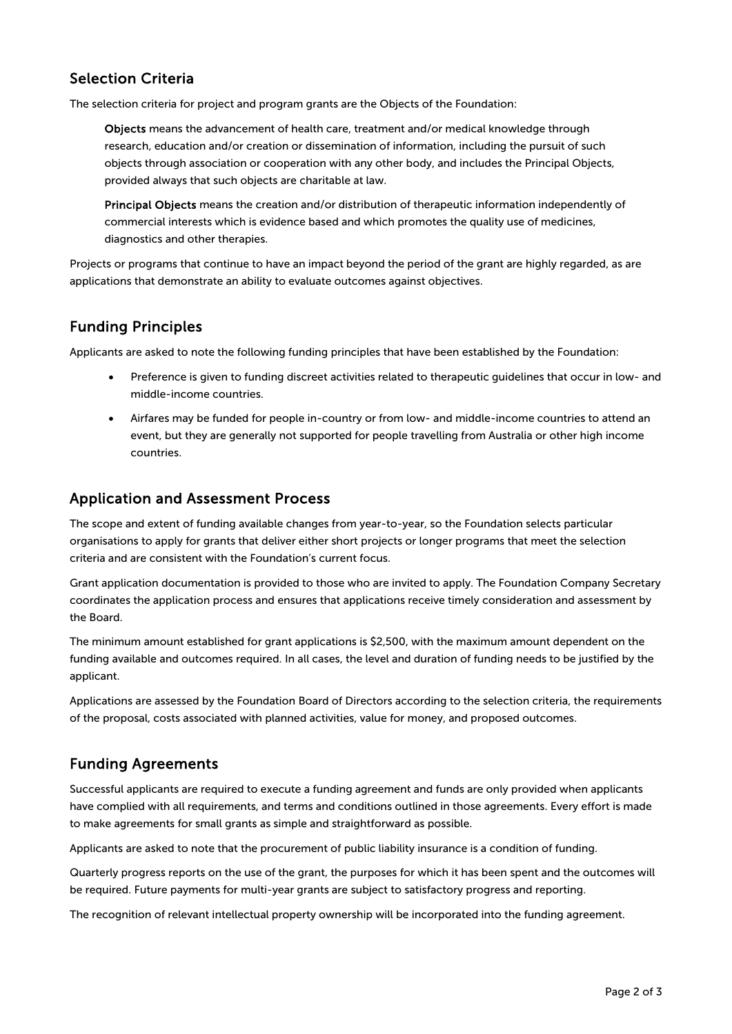## Selection Criteria

The selection criteria for project and program grants are the Objects of the Foundation:

> **Objects** means the advancement of health care, treatment and/or medical knowledge through research, education and/or creation or dissemination of information, including the pursuit of such objects through association or cooperation with any other body, and includes the Principal Objects, provided always that such objects are charitable at law.
>
> **Principal Objects** means the creation and/or distribution of therapeutic information independently of commercial interests which is evidence based and which promotes the quality use of medicines, diagnostics and other therapies.

Projects or programs that continue to have an impact beyond the period of the grant are highly regarded, as are applications that demonstrate an ability to evaluate outcomes against objectives.

## Funding Principles

Applicants are asked to note the following funding principles that have been established by the Foundation:

- Preference is given to funding discreet activities related to therapeutic guidelines that occur in low- and middle-income countries.
- Airfares may be funded for people in-country or from low- and middle-income countries to attend an event, but they are generally not supported for people travelling from Australia or other high income countries.

## Application and Assessment Process

The scope and extent of funding available changes from year-to-year, so the Foundation selects particular organisations to apply for grants that deliver either short projects or longer programs that meet the selection criteria and are consistent with the Foundation's current focus.

Grant application documentation is provided to those who are invited to apply. The Foundation Company Secretary coordinates the application process and ensures that applications receive timely consideration and assessment by the Board.

The minimum amount established for grant applications is $2,500, with the maximum amount dependent on the funding available and outcomes required. In all cases, the level and duration of funding needs to be justified by the applicant.

Applications are assessed by the Foundation Board of Directors according to the selection criteria, the requirements of the proposal, costs associated with planned activities, value for money, and proposed outcomes.

## Funding Agreements

Successful applicants are required to execute a funding agreement and funds are only provided when applicants have complied with all requirements, and terms and conditions outlined in those agreements. Every effort is made to make agreements for small grants as simple and straightforward as possible.

Applicants are asked to note that the procurement of public liability insurance is a condition of funding.

Quarterly progress reports on the use of the grant, the purposes for which it has been spent and the outcomes will be required. Future payments for multi-year grants are subject to satisfactory progress and reporting.

The recognition of relevant intellectual property ownership will be incorporated into the funding agreement.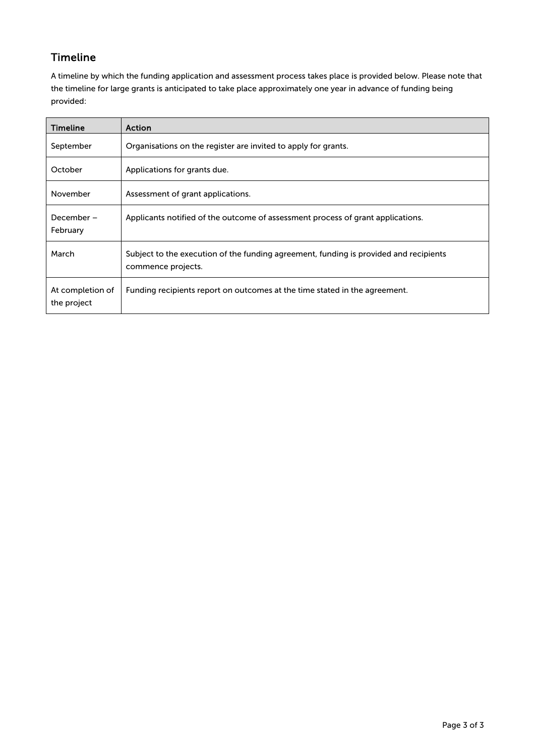## Timeline

A timeline by which the funding application and assessment process takes place is provided below. Please note that the timeline for large grants is anticipated to take place approximately one year in advance of funding being provided:

| Timeline | Action |
|---|---|
| September | Organisations on the register are invited to apply for grants. |
| October | Applications for grants due. |
| November | Assessment of grant applications. |
| December – February | Applicants notified of the outcome of assessment process of grant applications. |
| March | Subject to the execution of the funding agreement, funding is provided and recipients commence projects. |
| At completion of the project | Funding recipients report on outcomes at the time stated in the agreement. |